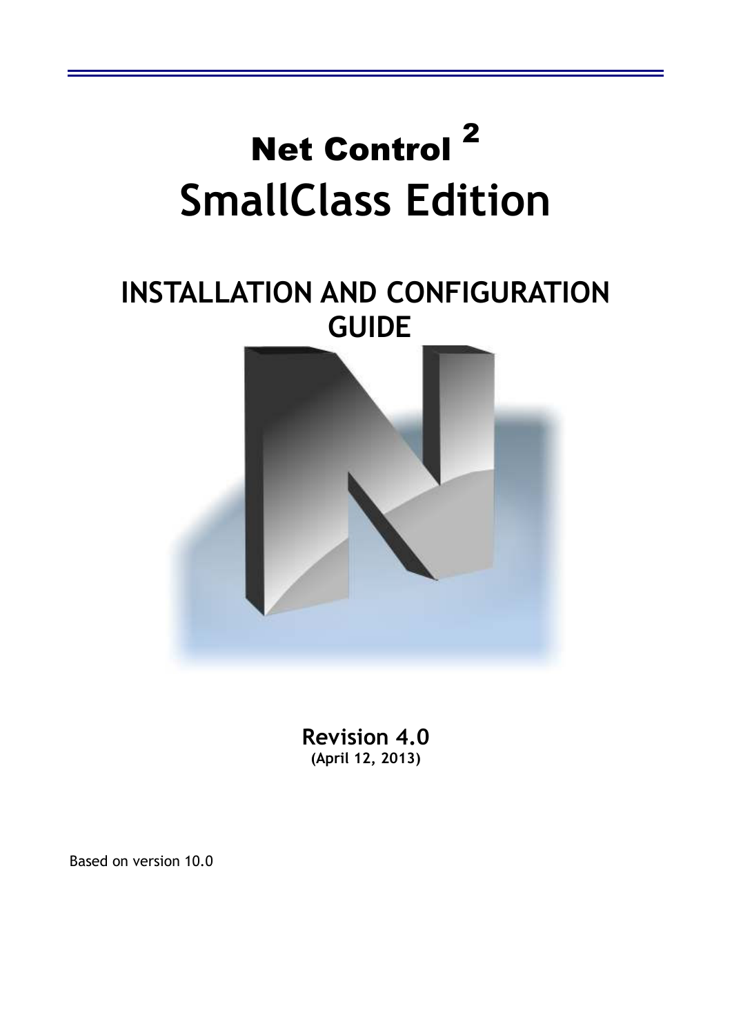# Net Control $^2$

# SmallClass Edition

## INSTALLATION AND CONFIGURATION GUIDE

**Revision 4.0**

**(April 12, 2013)**

Based on version 10.0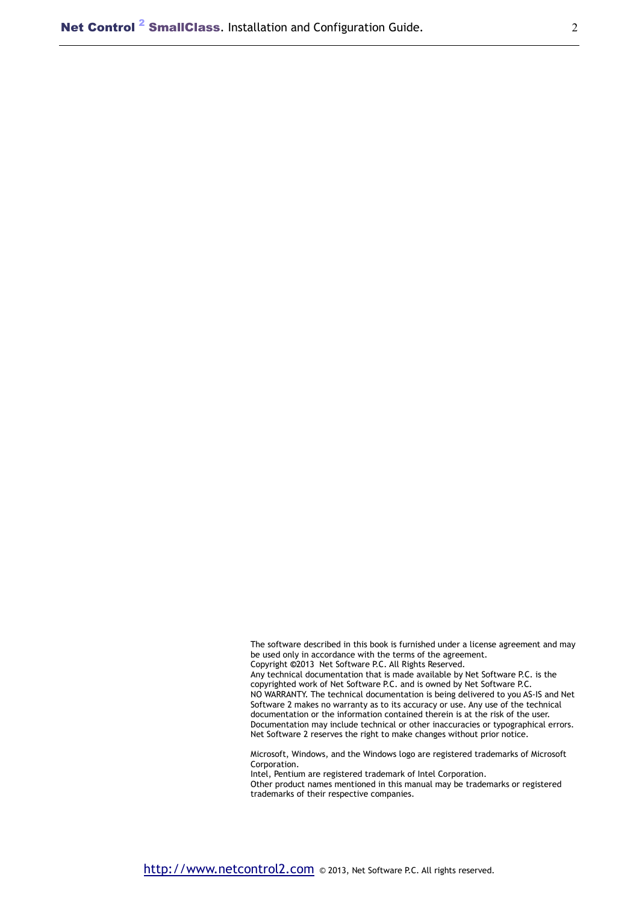The software described in this book is furnished under a license agreement and may be used only in accordance with the terms of the agreement.
Copyright ©2013 Net Software P.C. All Rights Reserved.
Any technical documentation that is made available by Net Software P.C. is the copyrighted work of Net Software P.C. and is owned by Net Software P.C.
NO WARRANTY. The technical documentation is being delivered to you AS-IS and Net Software 2 makes no warranty as to its accuracy or use. Any use of the technical documentation or the information contained therein is at the risk of the user. Documentation may include technical or other inaccuracies or typographical errors. Net Software 2 reserves the right to make changes without prior notice.

Microsoft, Windows, and the Windows logo are registered trademarks of Microsoft Corporation.
Intel, Pentium are registered trademark of Intel Corporation.
Other product names mentioned in this manual may be trademarks or registered trademarks of their respective companies.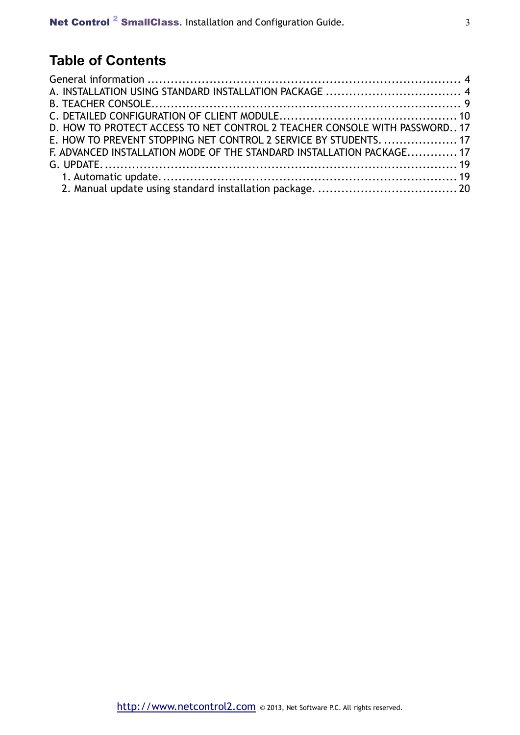## Table of Contents

General information ........................................................................... 4
A. INSTALLATION USING STANDARD INSTALLATION PACKAGE ................................... 4
B. TEACHER CONSOLE........................................................................... 9
C. DETAILED CONFIGURATION OF CLIENT MODULE............................................ 10
D. HOW TO PROTECT ACCESS TO NET CONTROL 2 TEACHER CONSOLE WITH PASSWORD.. 17
E. HOW TO PREVENT STOPPING NET CONTROL 2 SERVICE BY STUDENTS. .................. 17
F. ADVANCED INSTALLATION MODE OF THE STANDARD INSTALLATION PACKAGE............ 17
G. UPDATE...................................................................................... 19
   1. Automatic update......................................................................... 19
   2. Manual update using standard installation package. ................................. 20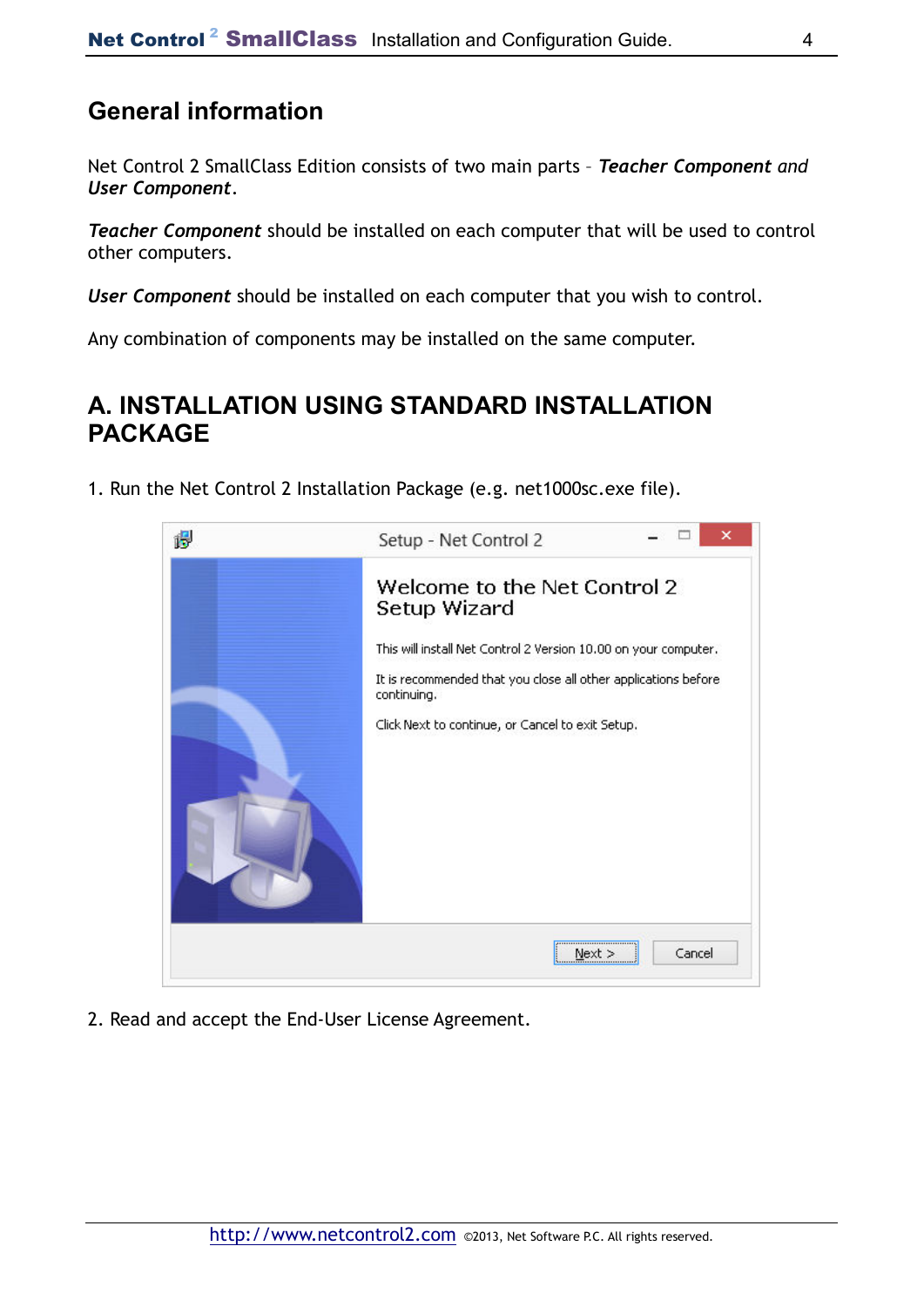## General information

Net Control 2 SmallClass Edition consists of two main parts – ***Teacher Component*** *and* ***User Component***.

***Teacher Component*** should be installed on each computer that will be used to control other computers.

***User Component*** should be installed on each computer that you wish to control.

Any combination of components may be installed on the same computer.

## A. INSTALLATION USING STANDARD INSTALLATION PACKAGE

1. Run the Net Control 2 Installation Package (e.g. net1000sc.exe file).

2. Read and accept the End-User License Agreement.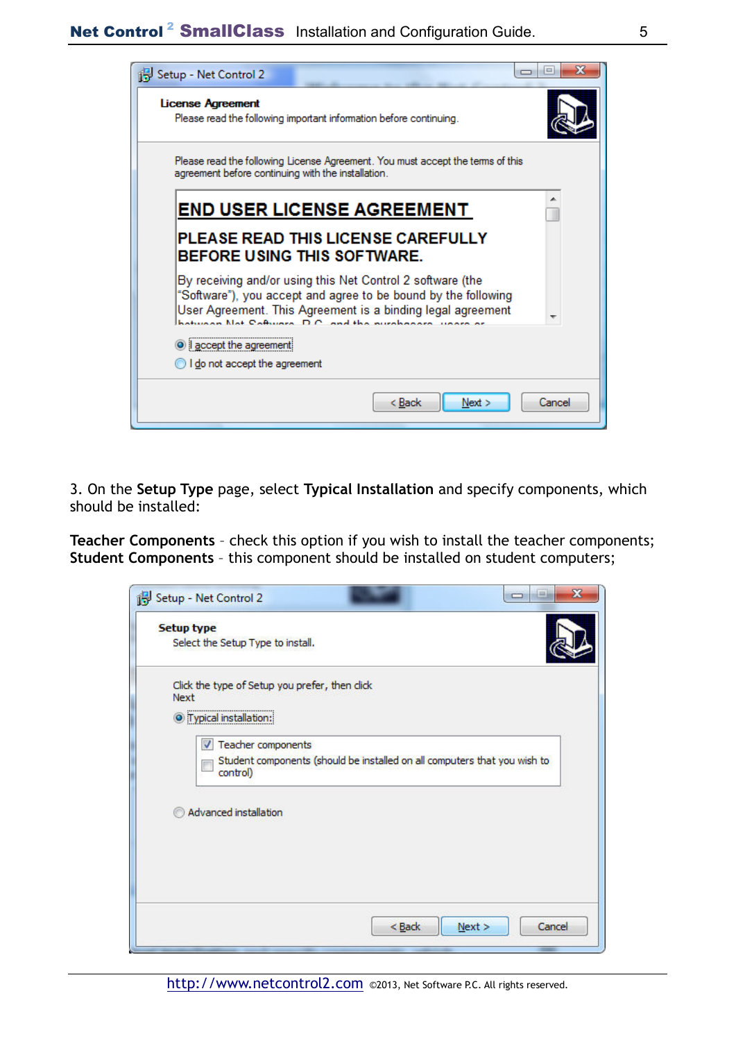3. On the **Setup Type** page, select **Typical Installation** and specify components, which should be installed:

**Teacher Components** - check this option if you wish to install the teacher components;
**Student Components** - this component should be installed on student computers;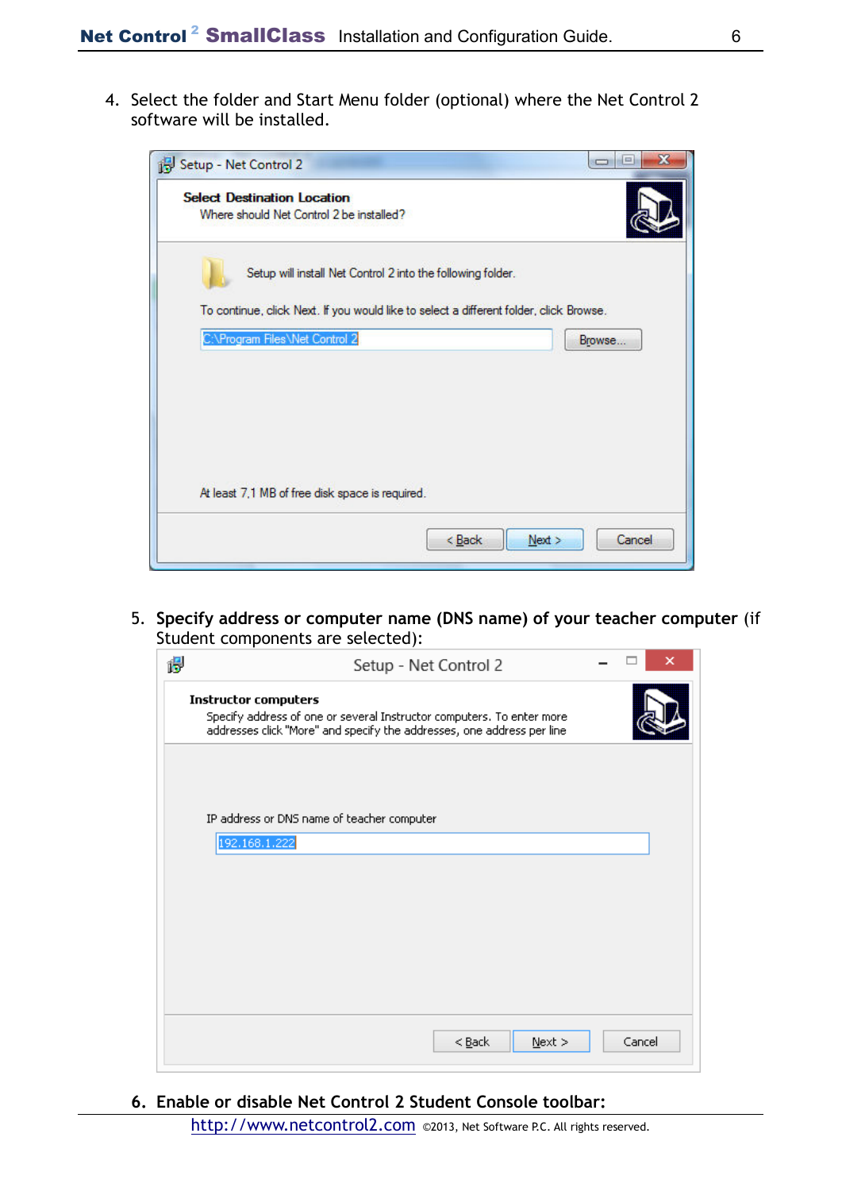4. Select the folder and Start Menu folder (optional) where the Net Control 2 software will be installed.

5. **Specify address or computer name (DNS name) of your teacher computer** (if Student components are selected):

6. **Enable or disable Net Control 2 Student Console toolbar:**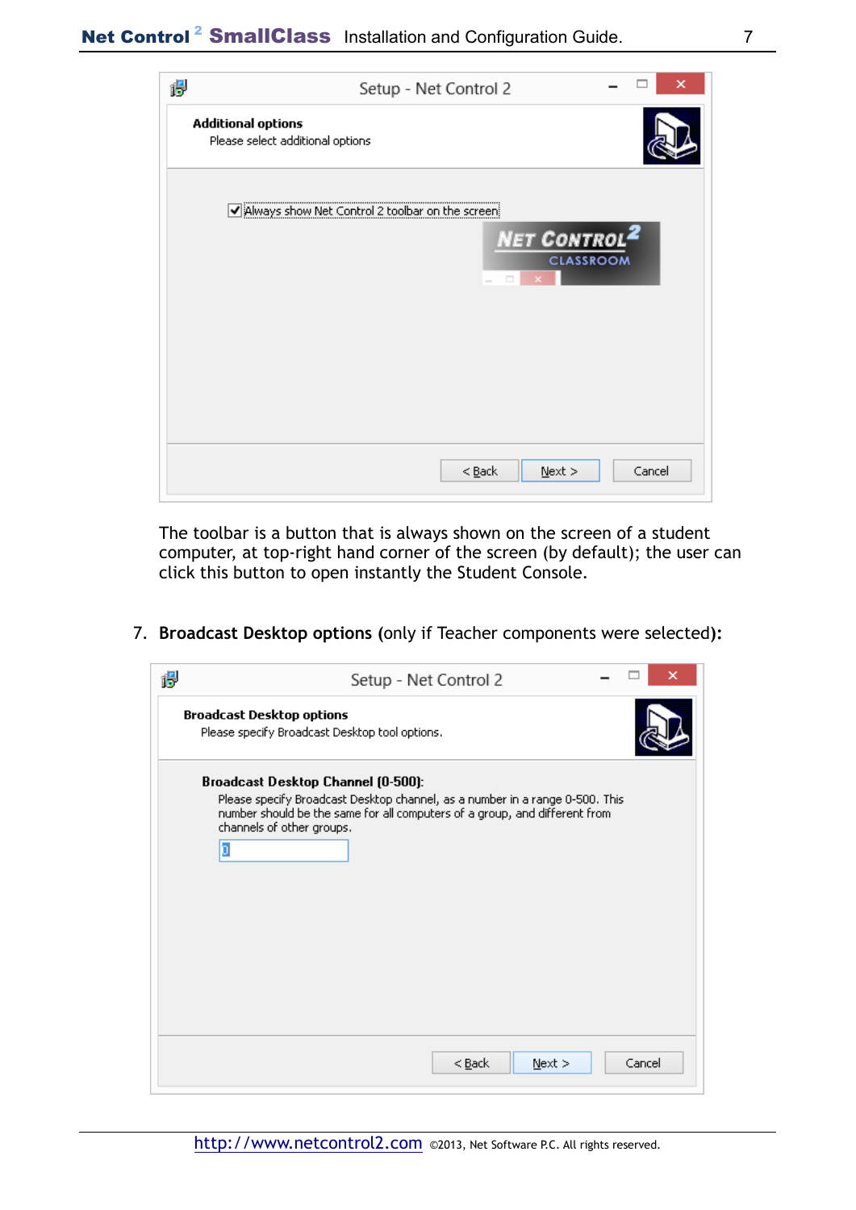The toolbar is a button that is always shown on the screen of a student computer, at top-right hand corner of the screen (by default); the user can click this button to open instantly the Student Console.

7. **Broadcast Desktop options** (only if Teacher components were selected)**:**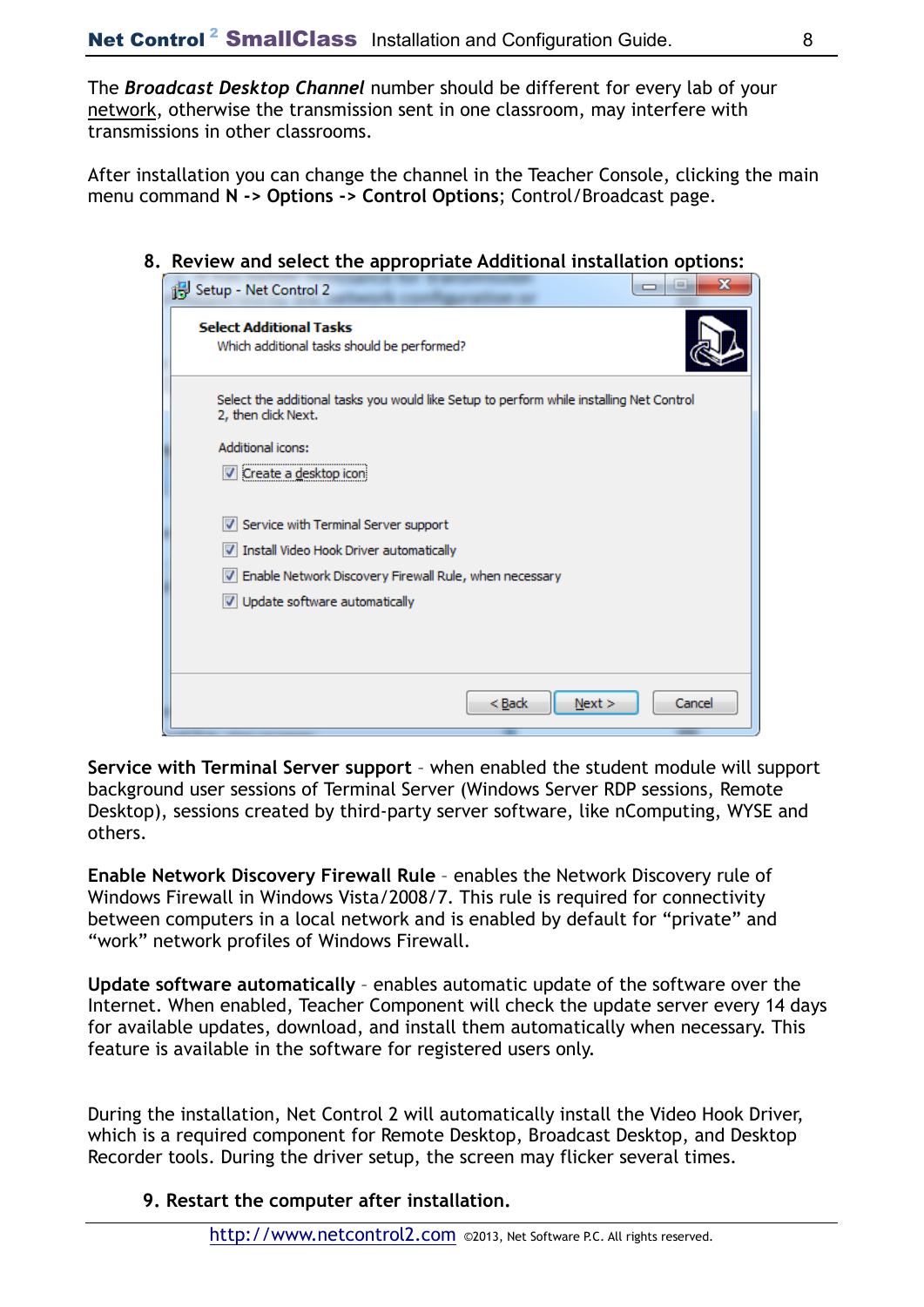The ***Broadcast Desktop Channel*** number should be different for every lab of your network, otherwise the transmission sent in one classroom, may interfere with transmissions in other classrooms.

After installation you can change the channel in the Teacher Console, clicking the main menu command **N -> Options -> Control Options**; Control/Broadcast page.

8. **Review and select the appropriate Additional installation options:**

**Service with Terminal Server support** – when enabled the student module will support background user sessions of Terminal Server (Windows Server RDP sessions, Remote Desktop), sessions created by third-party server software, like nComputing, WYSE and others.

**Enable Network Discovery Firewall Rule** – enables the Network Discovery rule of Windows Firewall in Windows Vista/2008/7. This rule is required for connectivity between computers in a local network and is enabled by default for “private” and “work” network profiles of Windows Firewall.

**Update software automatically** – enables automatic update of the software over the Internet. When enabled, Teacher Component will check the update server every 14 days for available updates, download, and install them automatically when necessary. This feature is available in the software for registered users only.

During the installation, Net Control 2 will automatically install the Video Hook Driver, which is a required component for Remote Desktop, Broadcast Desktop, and Desktop Recorder tools. During the driver setup, the screen may flicker several times.

9. **Restart the computer after installation.**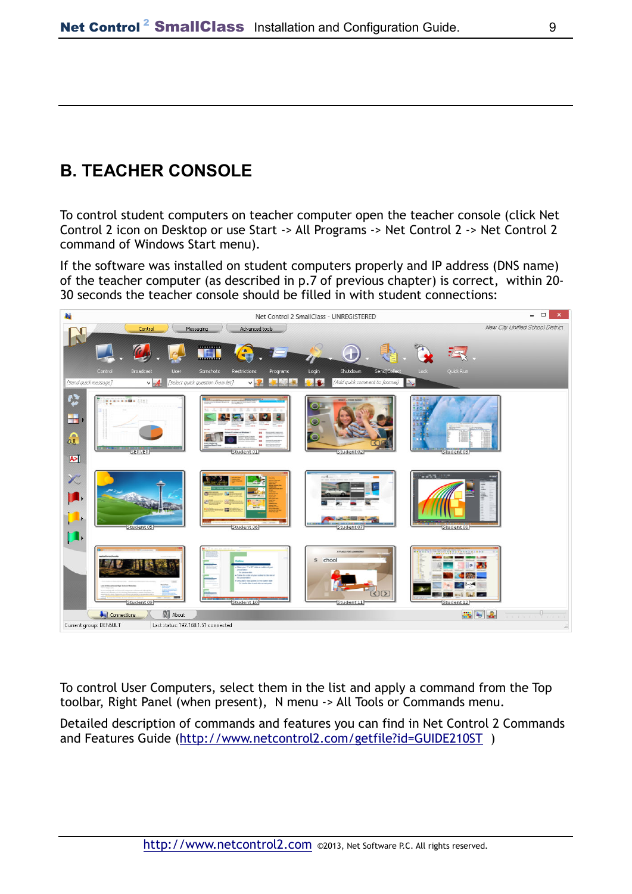## B. TEACHER CONSOLE

To control student computers on teacher computer open the teacher console (click Net Control 2 icon on Desktop or use Start -> All Programs -> Net Control 2 -> Net Control 2 command of Windows Start menu).

If the software was installed on student computers properly and IP address (DNS name) of the teacher computer (as described in p.7 of previous chapter) is correct, within 20-30 seconds the teacher console should be filled in with student connections:

To control User Computers, select them in the list and apply a command from the Top toolbar, Right Panel (when present), N menu -> All Tools or Commands menu.

Detailed description of commands and features you can find in Net Control 2 Commands and Features Guide (http://www.netcontrol2.com/getfile?id=GUIDE210ST )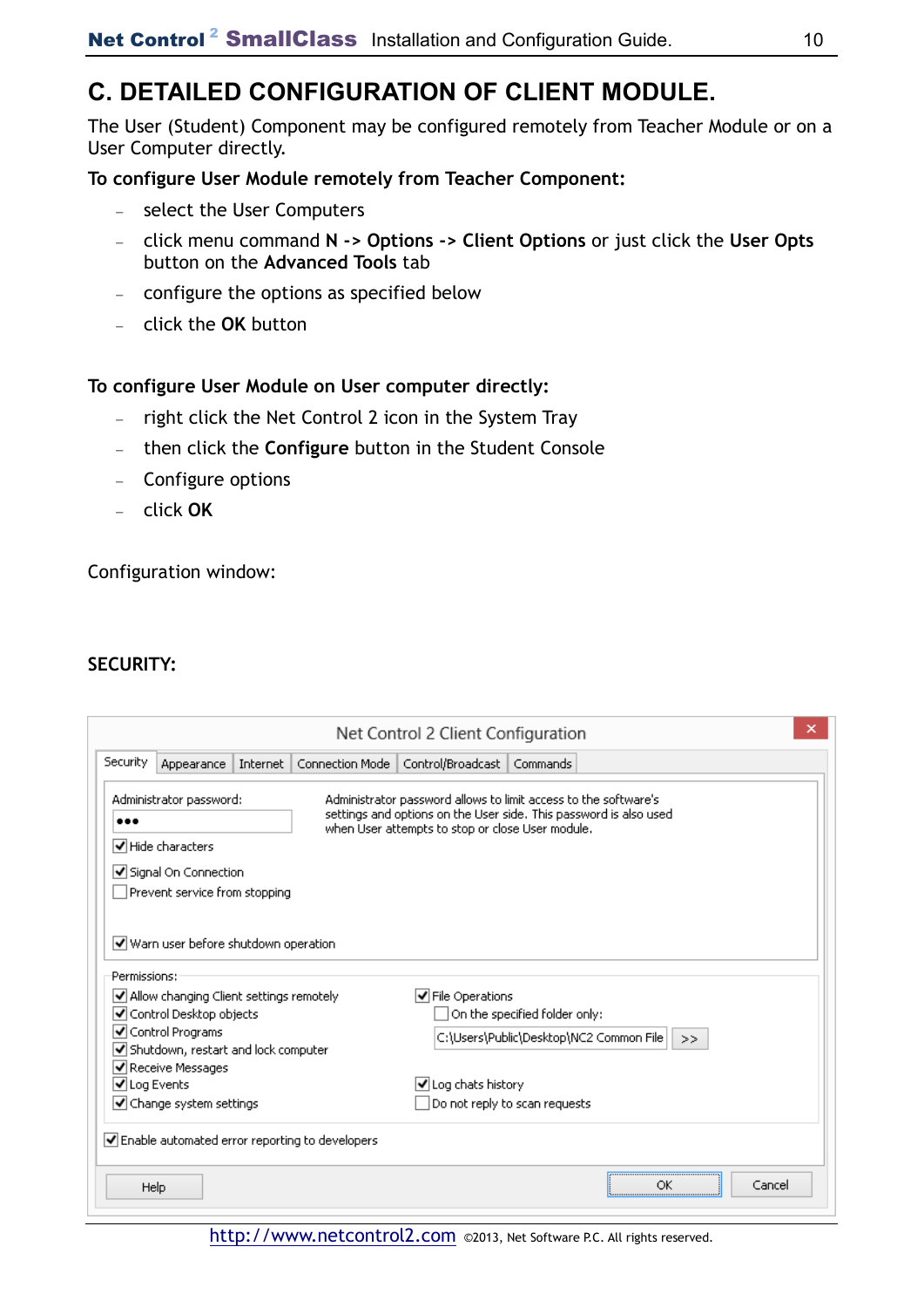## C. DETAILED CONFIGURATION OF CLIENT MODULE.

The User (Student) Component may be configured remotely from Teacher Module or on a User Computer directly.

**To configure User Module remotely from Teacher Component:**

- select the User Computers
- click menu command **N -> Options -> Client Options** or just click the **User Opts** button on the **Advanced Tools** tab
- configure the options as specified below
- click the **OK** button

**To configure User Module on User computer directly:**

- right click the Net Control 2 icon in the System Tray
- then click the **Configure** button in the Student Console
- Configure options
- click **OK**

Configuration window:

**SECURITY:**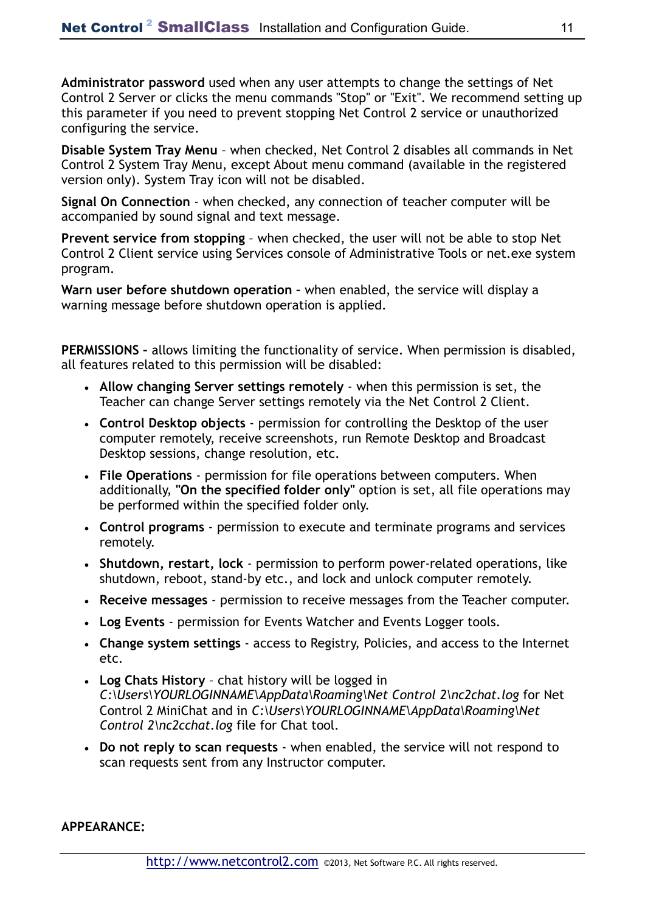**Administrator password** used when any user attempts to change the settings of Net Control 2 Server or clicks the menu commands "Stop" or "Exit". We recommend setting up this parameter if you need to prevent stopping Net Control 2 service or unauthorized configuring the service.

**Disable System Tray Menu** – when checked, Net Control 2 disables all commands in Net Control 2 System Tray Menu, except About menu command (available in the registered version only). System Tray icon will not be disabled.

**Signal On Connection** - when checked, any connection of teacher computer will be accompanied by sound signal and text message.

**Prevent service from stopping** – when checked, the user will not be able to stop Net Control 2 Client service using Services console of Administrative Tools or net.exe system program.

**Warn user before shutdown operation –** when enabled, the service will display a warning message before shutdown operation is applied.

**PERMISSIONS –** allows limiting the functionality of service. When permission is disabled, all features related to this permission will be disabled:

- **Allow changing Server settings remotely** - when this permission is set, the Teacher can change Server settings remotely via the Net Control 2 Client.
- **Control Desktop objects** - permission for controlling the Desktop of the user computer remotely, receive screenshots, run Remote Desktop and Broadcast Desktop sessions, change resolution, etc.
- **File Operations** - permission for file operations between computers. When additionally, **"On the specified folder only"** option is set, all file operations may be performed within the specified folder only.
- **Control programs** - permission to execute and terminate programs and services remotely.
- **Shutdown, restart, lock** - permission to perform power-related operations, like shutdown, reboot, stand-by etc., and lock and unlock computer remotely.
- **Receive messages** - permission to receive messages from the Teacher computer.
- **Log Events** - permission for Events Watcher and Events Logger tools.
- **Change system settings** - access to Registry, Policies, and access to the Internet etc.
- **Log Chats History** – chat history will be logged in *C:\Users\YOURLOGINNAME\AppData\Roaming\Net Control 2\nc2chat.log* for Net Control 2 MiniChat and in *C:\Users\YOURLOGINNAME\AppData\Roaming\Net Control 2\nc2cchat.log* file for Chat tool.
- **Do not reply to scan requests** - when enabled, the service will not respond to scan requests sent from any Instructor computer.

**APPEARANCE:**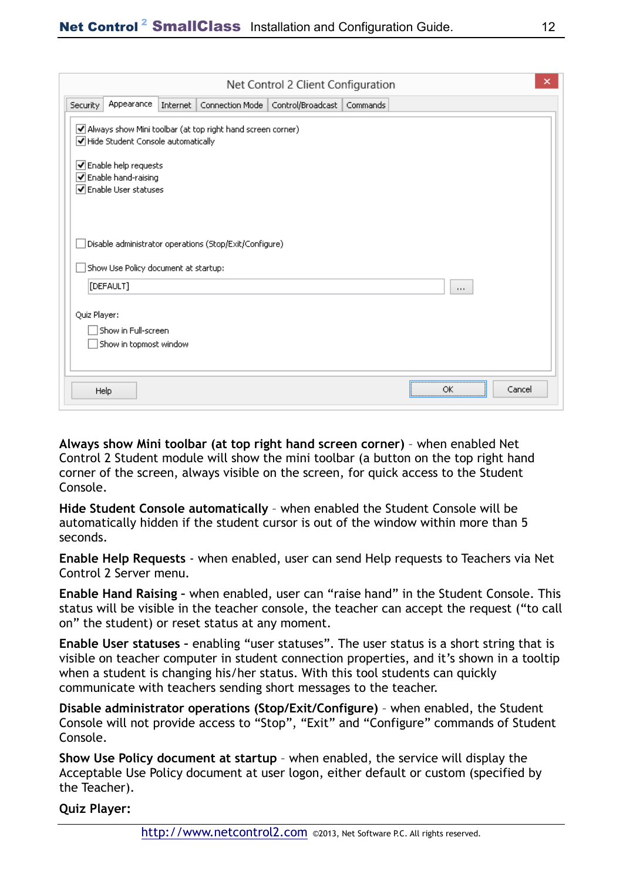**Always show Mini toolbar (at top right hand screen corner)** – when enabled Net Control 2 Student module will show the mini toolbar (a button on the top right hand corner of the screen, always visible on the screen, for quick access to the Student Console.

**Hide Student Console automatically** – when enabled the Student Console will be automatically hidden if the student cursor is out of the window within more than 5 seconds.

**Enable Help Requests** - when enabled, user can send Help requests to Teachers via Net Control 2 Server menu.

**Enable Hand Raising -** when enabled, user can “raise hand” in the Student Console. This status will be visible in the teacher console, the teacher can accept the request (“to call on” the student) or reset status at any moment.

**Enable User statuses -** enabling “user statuses”. The user status is a short string that is visible on teacher computer in student connection properties, and it’s shown in a tooltip when a student is changing his/her status. With this tool students can quickly communicate with teachers sending short messages to the teacher.

**Disable administrator operations (Stop/Exit/Configure)** – when enabled, the Student Console will not provide access to “Stop”, “Exit” and “Configure” commands of Student Console.

**Show Use Policy document at startup** – when enabled, the service will display the Acceptable Use Policy document at user logon, either default or custom (specified by the Teacher).

**Quiz Player:**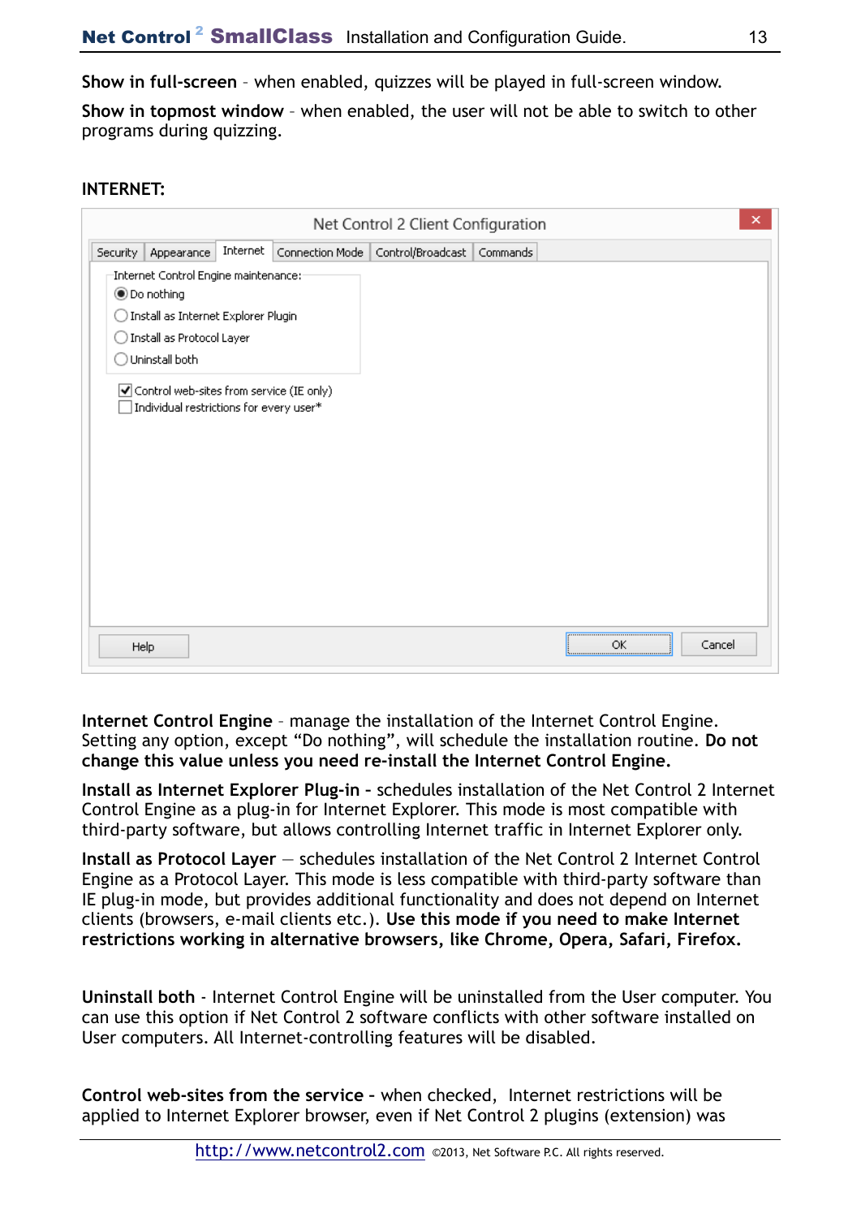**Show in full-screen** – when enabled, quizzes will be played in full-screen window.

**Show in topmost window** – when enabled, the user will not be able to switch to other programs during quizzing.

**INTERNET:**

**Internet Control Engine** – manage the installation of the Internet Control Engine. Setting any option, except “Do nothing”, will schedule the installation routine. **Do not change this value unless you need re-install the Internet Control Engine.**

**Install as Internet Explorer Plug-in -** schedules installation of the Net Control 2 Internet Control Engine as a plug-in for Internet Explorer. This mode is most compatible with third-party software, but allows controlling Internet traffic in Internet Explorer only.

**Install as Protocol Layer** — schedules installation of the Net Control 2 Internet Control Engine as a Protocol Layer. This mode is less compatible with third-party software than IE plug-in mode, but provides additional functionality and does not depend on Internet clients (browsers, e-mail clients etc.). **Use this mode if you need to make Internet restrictions working in alternative browsers, like Chrome, Opera, Safari, Firefox.**

**Uninstall both** - Internet Control Engine will be uninstalled from the User computer. You can use this option if Net Control 2 software conflicts with other software installed on User computers. All Internet-controlling features will be disabled.

**Control web-sites from the service -** when checked, Internet restrictions will be applied to Internet Explorer browser, even if Net Control 2 plugins (extension) was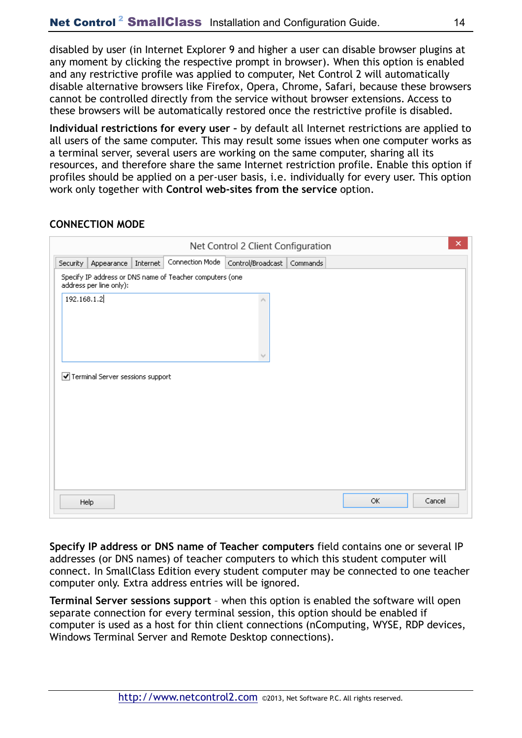disabled by user (in Internet Explorer 9 and higher a user can disable browser plugins at any moment by clicking the respective prompt in browser). When this option is enabled and any restrictive profile was applied to computer, Net Control 2 will automatically disable alternative browsers like Firefox, Opera, Chrome, Safari, because these browsers cannot be controlled directly from the service without browser extensions. Access to these browsers will be automatically restored once the restrictive profile is disabled.

**Individual restrictions for every user** - by default all Internet restrictions are applied to all users of the same computer. This may result some issues when one computer works as a terminal server, several users are working on the same computer, sharing all its resources, and therefore share the same Internet restriction profile. Enable this option if profiles should be applied on a per-user basis, i.e. individually for every user. This option work only together with **Control web-sites from the service** option.

## CONNECTION MODE

**Specify IP address or DNS name of Teacher computers** field contains one or several IP addresses (or DNS names) of teacher computers to which this student computer will connect. In SmallClass Edition every student computer may be connected to one teacher computer only. Extra address entries will be ignored.

**Terminal Server sessions support** – when this option is enabled the software will open separate connection for every terminal session, this option should be enabled if computer is used as a host for thin client connections (nComputing, WYSE, RDP devices, Windows Terminal Server and Remote Desktop connections).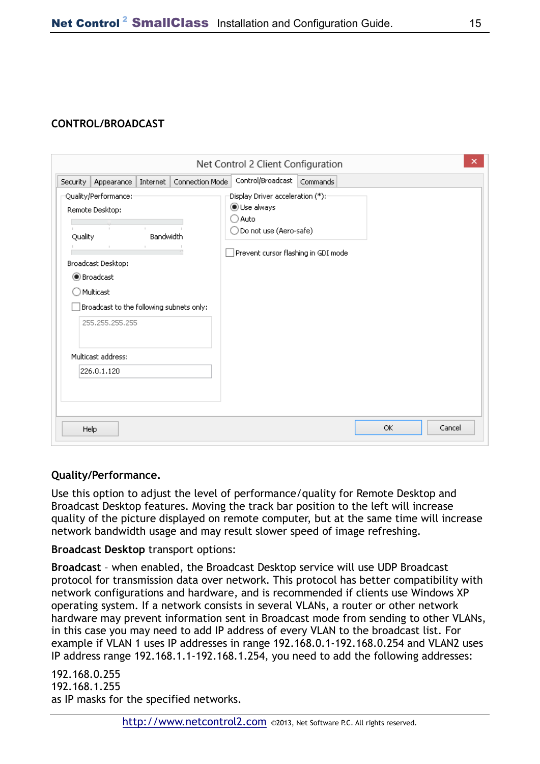## CONTROL/BROADCAST

**Quality/Performance.**

Use this option to adjust the level of performance/quality for Remote Desktop and Broadcast Desktop features. Moving the track bar position to the left will increase quality of the picture displayed on remote computer, but at the same time will increase network bandwidth usage and may result slower speed of image refreshing.

**Broadcast Desktop** transport options:

**Broadcast** – when enabled, the Broadcast Desktop service will use UDP Broadcast protocol for transmission data over network. This protocol has better compatibility with network configurations and hardware, and is recommended if clients use Windows XP operating system. If a network consists in several VLANs, a router or other network hardware may prevent information sent in Broadcast mode from sending to other VLANs, in this case you may need to add IP addresses of every VLAN to the broadcast list. For example if VLAN 1 uses IP addresses in range 192.168.0.1-192.168.0.254 and VLAN2 uses IP address range 192.168.1.1-192.168.1.254, you need to add the following addresses:

192.168.0.255
192.168.1.255
as IP masks for the specified networks.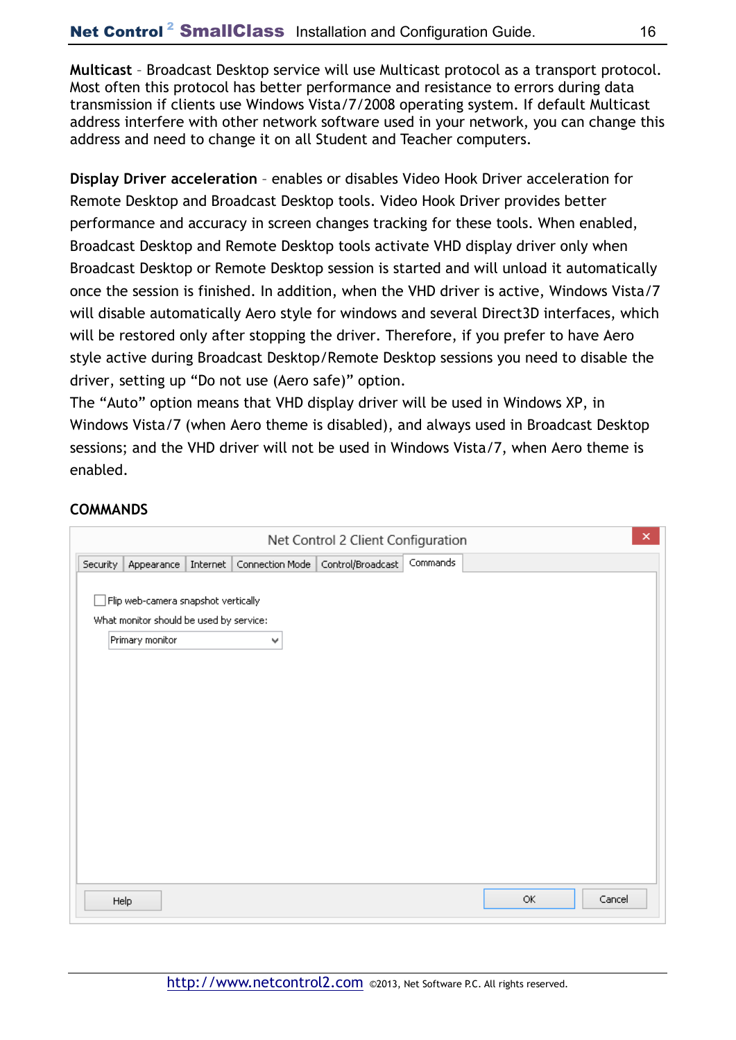**Multicast** – Broadcast Desktop service will use Multicast protocol as a transport protocol. Most often this protocol has better performance and resistance to errors during data transmission if clients use Windows Vista/7/2008 operating system. If default Multicast address interfere with other network software used in your network, you can change this address and need to change it on all Student and Teacher computers.

**Display Driver acceleration** – enables or disables Video Hook Driver acceleration for Remote Desktop and Broadcast Desktop tools. Video Hook Driver provides better performance and accuracy in screen changes tracking for these tools. When enabled, Broadcast Desktop and Remote Desktop tools activate VHD display driver only when Broadcast Desktop or Remote Desktop session is started and will unload it automatically once the session is finished. In addition, when the VHD driver is active, Windows Vista/7 will disable automatically Aero style for windows and several Direct3D interfaces, which will be restored only after stopping the driver. Therefore, if you prefer to have Aero style active during Broadcast Desktop/Remote Desktop sessions you need to disable the driver, setting up "Do not use (Aero safe)" option.
The "Auto" option means that VHD display driver will be used in Windows XP, in Windows Vista/7 (when Aero theme is disabled), and always used in Broadcast Desktop sessions; and the VHD driver will not be used in Windows Vista/7, when Aero theme is enabled.

**COMMANDS**

Net Control 2 Client Configuration

Security | Appearance | Internet | Connection Mode | Control/Broadcast | Commands

☐ Flip web-camera snapshot vertically

What monitor should be used by service:

Primary monitor

Help OK Cancel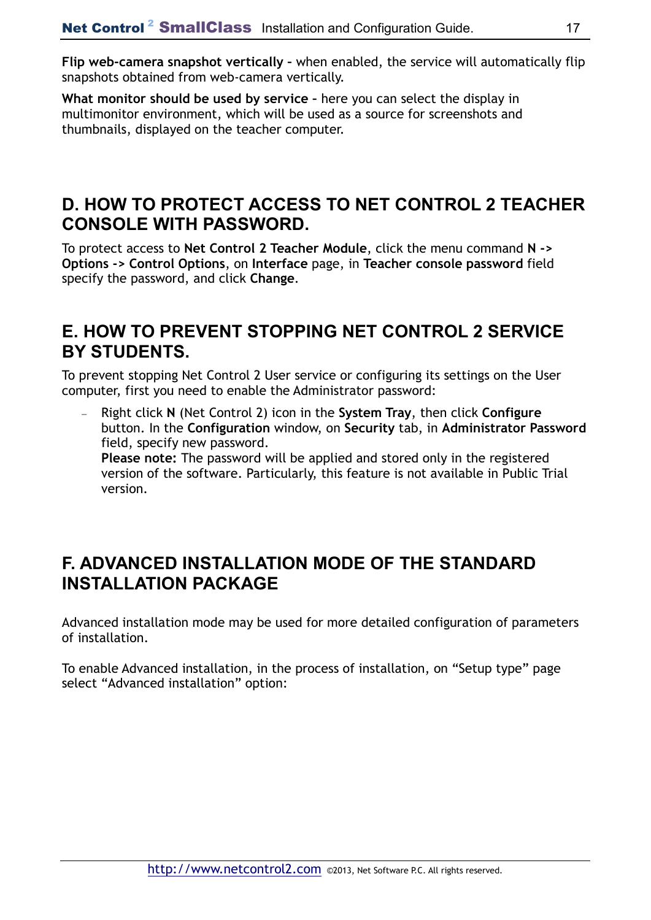**Flip web-camera snapshot vertically** – when enabled, the service will automatically flip snapshots obtained from web-camera vertically.

**What monitor should be used by service** – here you can select the display in multimonitor environment, which will be used as a source for screenshots and thumbnails, displayed on the teacher computer.

## D. HOW TO PROTECT ACCESS TO NET CONTROL 2 TEACHER CONSOLE WITH PASSWORD.

To protect access to **Net Control 2 Teacher Module**, click the menu command **N -> Options -> Control Options**, on **Interface** page, in **Teacher console password** field specify the password, and click **Change**.

## E. HOW TO PREVENT STOPPING NET CONTROL 2 SERVICE BY STUDENTS.

To prevent stopping Net Control 2 User service or configuring its settings on the User computer, first you need to enable the Administrator password:

- Right click **N** (Net Control 2) icon in the **System Tray**, then click **Configure** button. In the **Configuration** window, on **Security** tab, in **Administrator Password** field, specify new password.
  **Please note:** The password will be applied and stored only in the registered version of the software. Particularly, this feature is not available in Public Trial version.

## F. ADVANCED INSTALLATION MODE OF THE STANDARD INSTALLATION PACKAGE

Advanced installation mode may be used for more detailed configuration of parameters of installation.

To enable Advanced installation, in the process of installation, on “Setup type” page select “Advanced installation” option: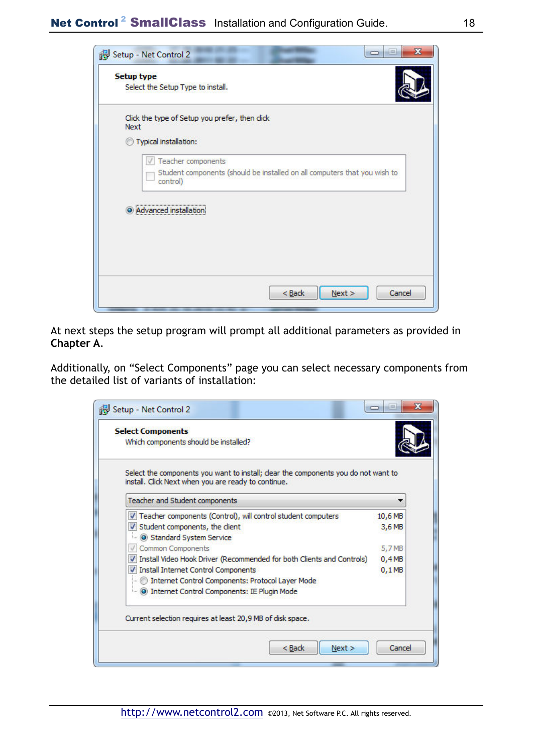At next steps the setup program will prompt all additional parameters as provided in **Chapter A**.

Additionally, on “Select Components” page you can select necessary components from the detailed list of variants of installation: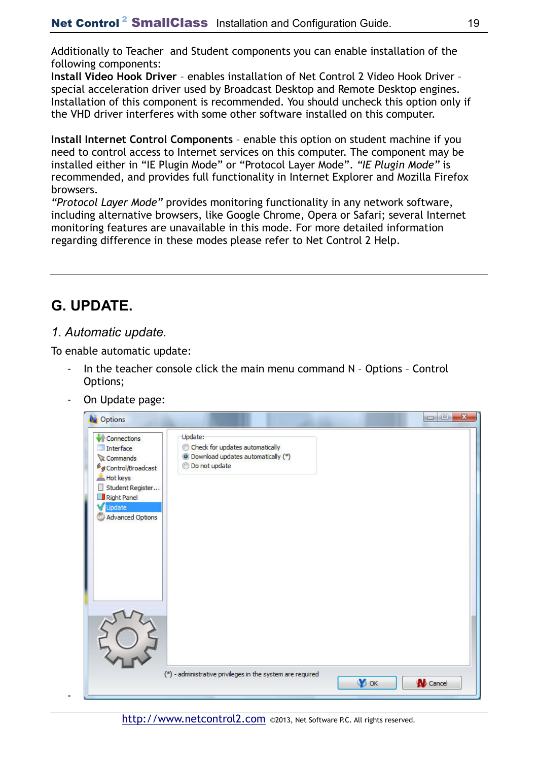Additionally to Teacher and Student components you can enable installation of the following components:

**Install Video Hook Driver** – enables installation of Net Control 2 Video Hook Driver – special acceleration driver used by Broadcast Desktop and Remote Desktop engines. Installation of this component is recommended. You should uncheck this option only if the VHD driver interferes with some other software installed on this computer.

**Install Internet Control Components** – enable this option on student machine if you need to control access to Internet services on this computer. The component may be installed either in “IE Plugin Mode” or “Protocol Layer Mode”. *“IE Plugin Mode”* is recommended, and provides full functionality in Internet Explorer and Mozilla Firefox browsers.

*“Protocol Layer Mode”* provides monitoring functionality in any network software, including alternative browsers, like Google Chrome, Opera or Safari; several Internet monitoring features are unavailable in this mode. For more detailed information regarding difference in these modes please refer to Net Control 2 Help.

---

# G. UPDATE.

## *1. Automatic update.*

To enable automatic update:

- In the teacher console click the main menu command N – Options – Control Options;
- On Update page:

-

http://www.netcontrol2.com ©2013, Net Software P.C. All rights reserved.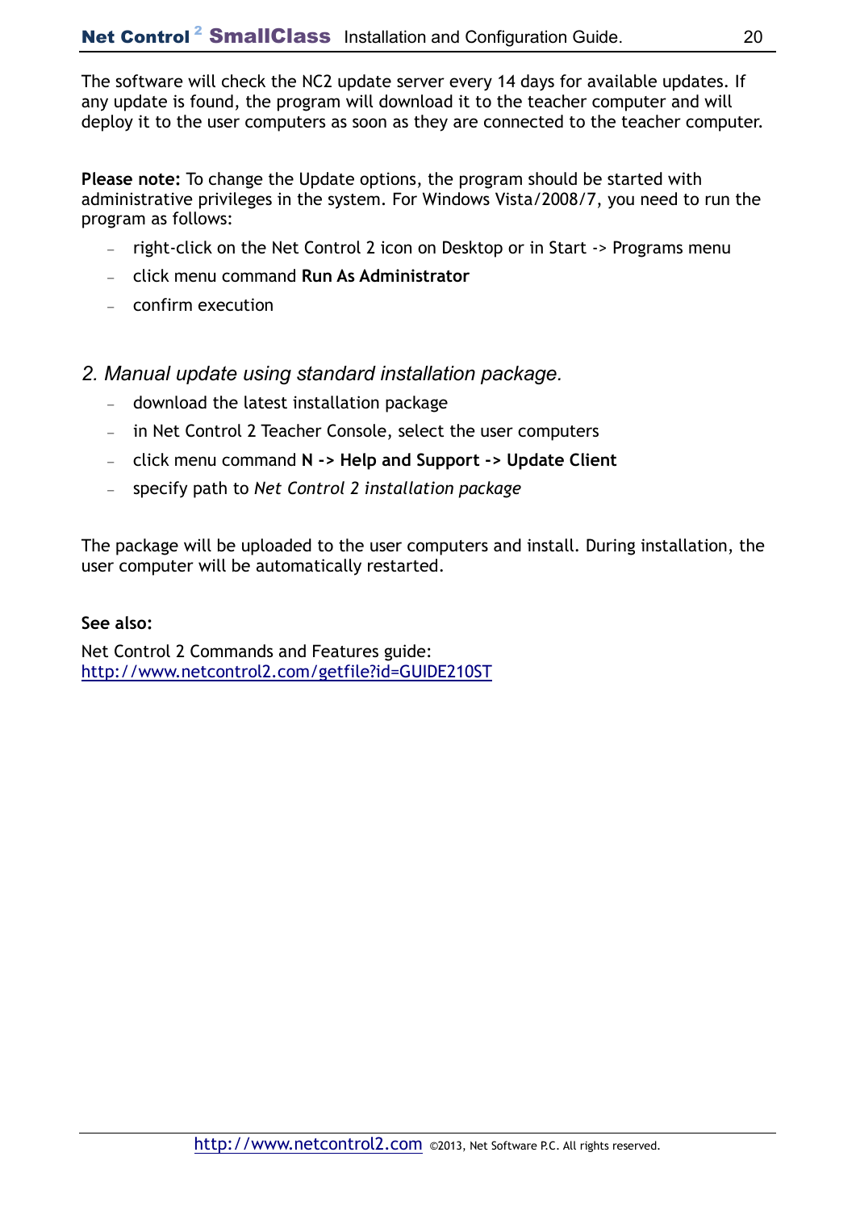The software will check the NC2 update server every 14 days for available updates. If any update is found, the program will download it to the teacher computer and will deploy it to the user computers as soon as they are connected to the teacher computer.

**Please note:** To change the Update options, the program should be started with administrative privileges in the system. For Windows Vista/2008/7, you need to run the program as follows:

- right-click on the Net Control 2 icon on Desktop or in Start -> Programs menu
- click menu command **Run As Administrator**
- confirm execution

*2. Manual update using standard installation package.*

- download the latest installation package
- in Net Control 2 Teacher Console, select the user computers
- click menu command **N -> Help and Support -> Update Client**
- specify path to *Net Control 2 installation package*

The package will be uploaded to the user computers and install. During installation, the user computer will be automatically restarted.

**See also:**

Net Control 2 Commands and Features guide:
http://www.netcontrol2.com/getfile?id=GUIDE210ST